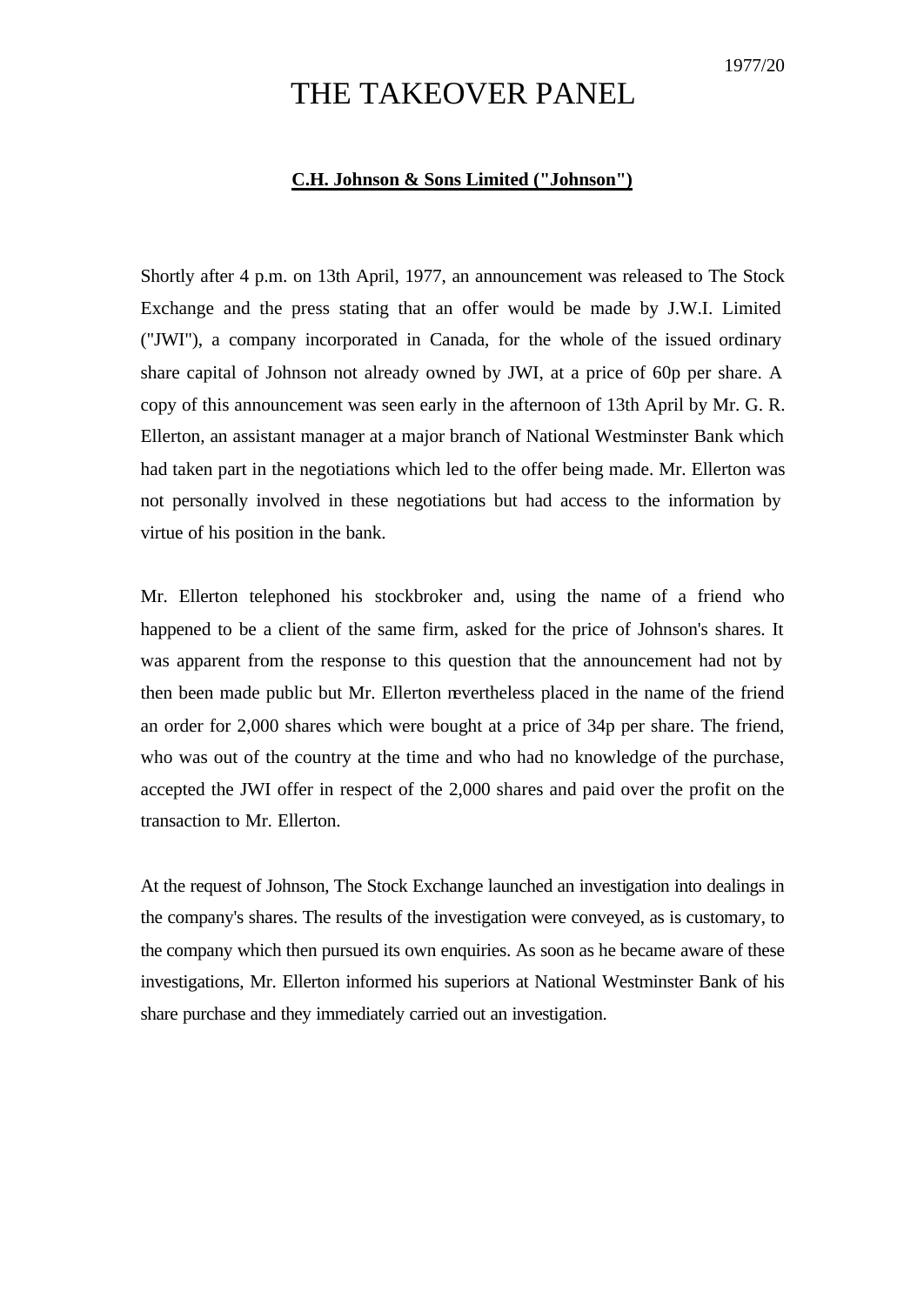1977/20

# THE TAKEOVER PANEL

**C.H. Johnson & Sons Limited ("Johnson")**

Shortly after 4 p.m. on 13th April, 1977, an announcement was released to The Stock Exchange and the press stating that an offer would be made by J.W.I. Limited ("JWI"), a company incorporated in Canada, for the whole of the issued ordinary share capital of Johnson not already owned by JWI, at a price of 60p per share. A copy of this announcement was seen early in the afternoon of 13th April by Mr. G. R. Ellerton, an assistant manager at a major branch of National Westminster Bank which had taken part in the negotiations which led to the offer being made. Mr. Ellerton was not personally involved in these negotiations but had access to the information by virtue of his position in the bank.

Mr. Ellerton telephoned his stockbroker and, using the name of a friend who happened to be a client of the same firm, asked for the price of Johnson's shares. It was apparent from the response to this question that the announcement had not by then been made public but Mr. Ellerton nevertheless placed in the name of the friend an order for 2,000 shares which were bought at a price of 34p per share. The friend, who was out of the country at the time and who had no knowledge of the purchase, accepted the JWI offer in respect of the 2,000 shares and paid over the profit on the transaction to Mr. Ellerton.

At the request of Johnson, The Stock Exchange launched an investigation into dealings in the company's shares. The results of the investigation were conveyed, as is customary, to the company which then pursued its own enquiries. As soon as he became aware of these investigations, Mr. Ellerton informed his superiors at National Westminster Bank of his share purchase and they immediately carried out an investigation.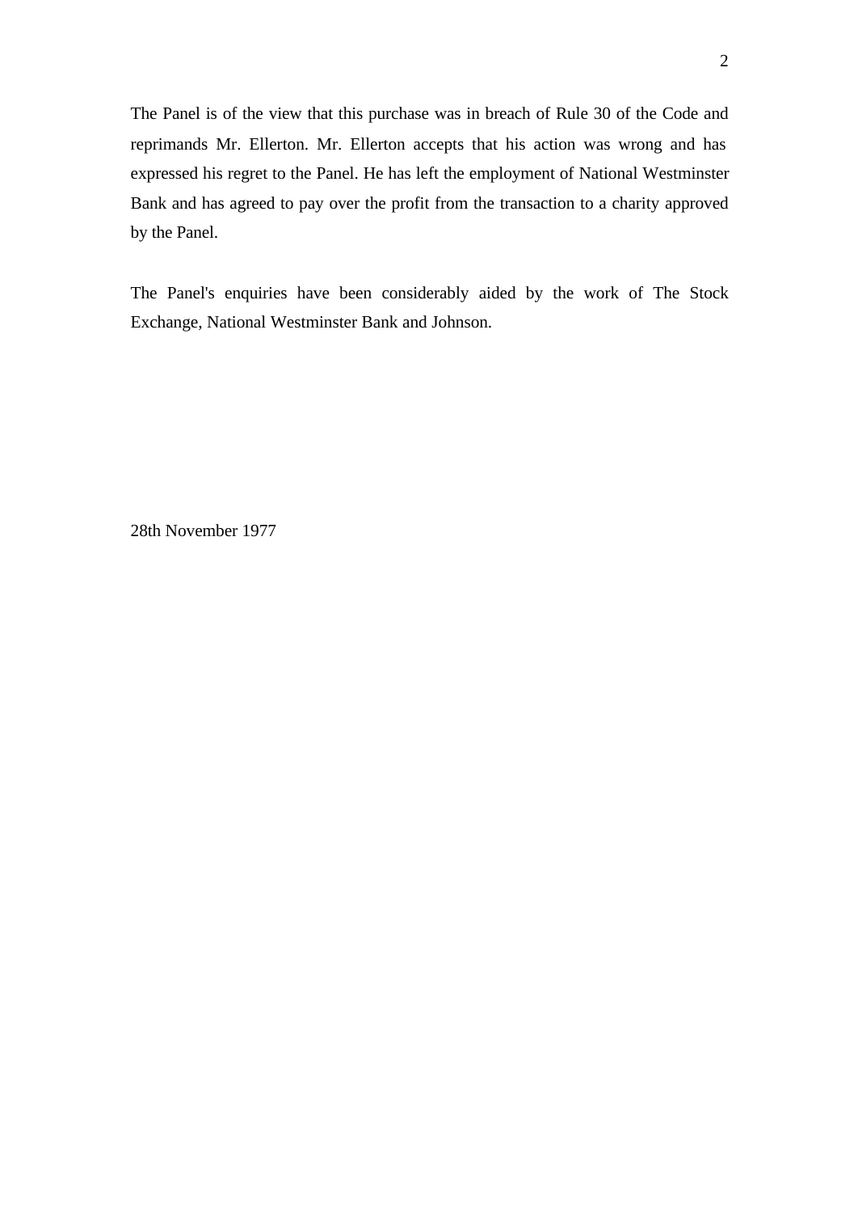The Panel is of the view that this purchase was in breach of Rule 30 of the Code and reprimands Mr. Ellerton. Mr. Ellerton accepts that his action was wrong and has expressed his regret to the Panel. He has left the employment of National Westminster Bank and has agreed to pay over the profit from the transaction to a charity approved by the Panel.

The Panel's enquiries have been considerably aided by the work of The Stock Exchange, National Westminster Bank and Johnson.

28th November 1977